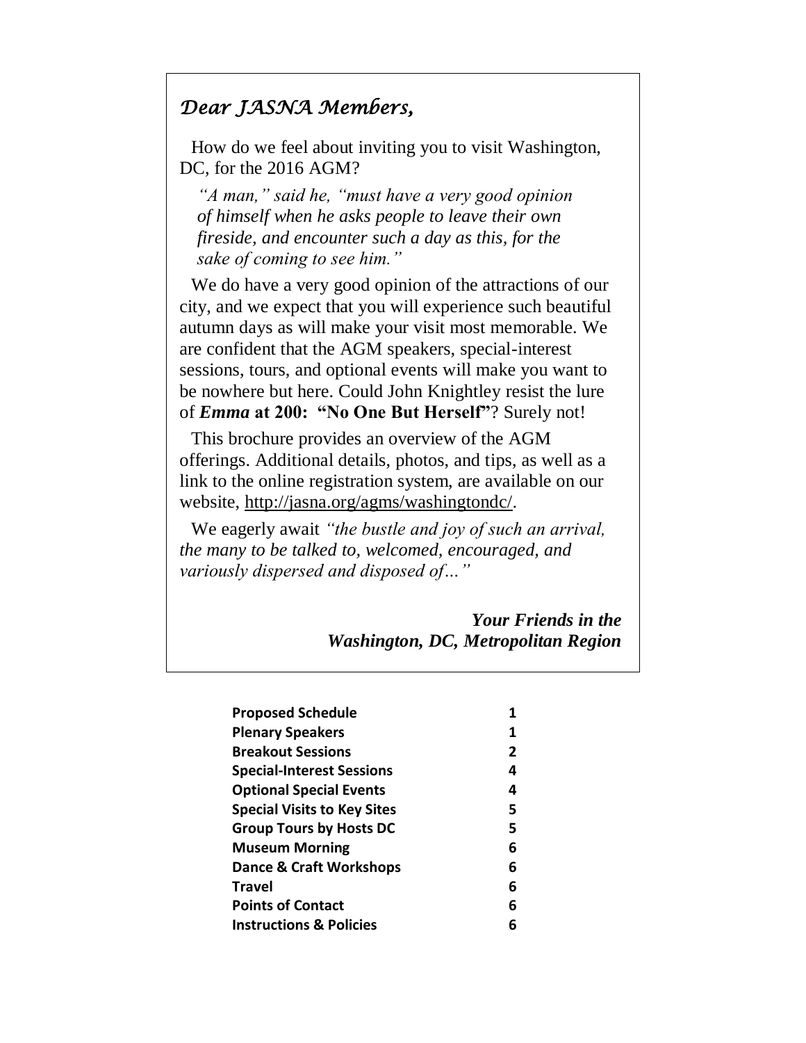# *Dear JASNA Members,*

How do we feel about inviting you to visit Washington, DC, for the 2016 AGM?

> *"A man," said he, "must have a very good opinion of himself when he asks people to leave their own fireside, and encounter such a day as this, for the sake of coming to see him."*

We do have a very good opinion of the attractions of our city, and we expect that you will experience such beautiful autumn days as will make your visit most memorable. We are confident that the AGM speakers, special-interest sessions, tours, and optional events will make you want to be nowhere but here. Could John Knightley resist the lure of ***Emma* at 200: "No One But Herself"**? Surely not!

This brochure provides an overview of the AGM offerings. Additional details, photos, and tips, as well as a link to the online registration system, are available on our website, http://jasna.org/agms/washingtondc/.

We eagerly await *"the bustle and joy of such an arrival, the many to be talked to, welcomed, encouraged, and variously dispersed and disposed of…"*

***Your Friends in the Washington, DC, Metropolitan Region***

| | |
|---|---|
| **Proposed Schedule** | **1** |
| **Plenary Speakers** | **1** |
| **Breakout Sessions** | **2** |
| **Special-Interest Sessions** | **4** |
| **Optional Special Events** | **4** |
| **Special Visits to Key Sites** | **5** |
| **Group Tours by Hosts DC** | **5** |
| **Museum Morning** | **6** |
| **Dance & Craft Workshops** | **6** |
| **Travel** | **6** |
| **Points of Contact** | **6** |
| **Instructions & Policies** | **6** |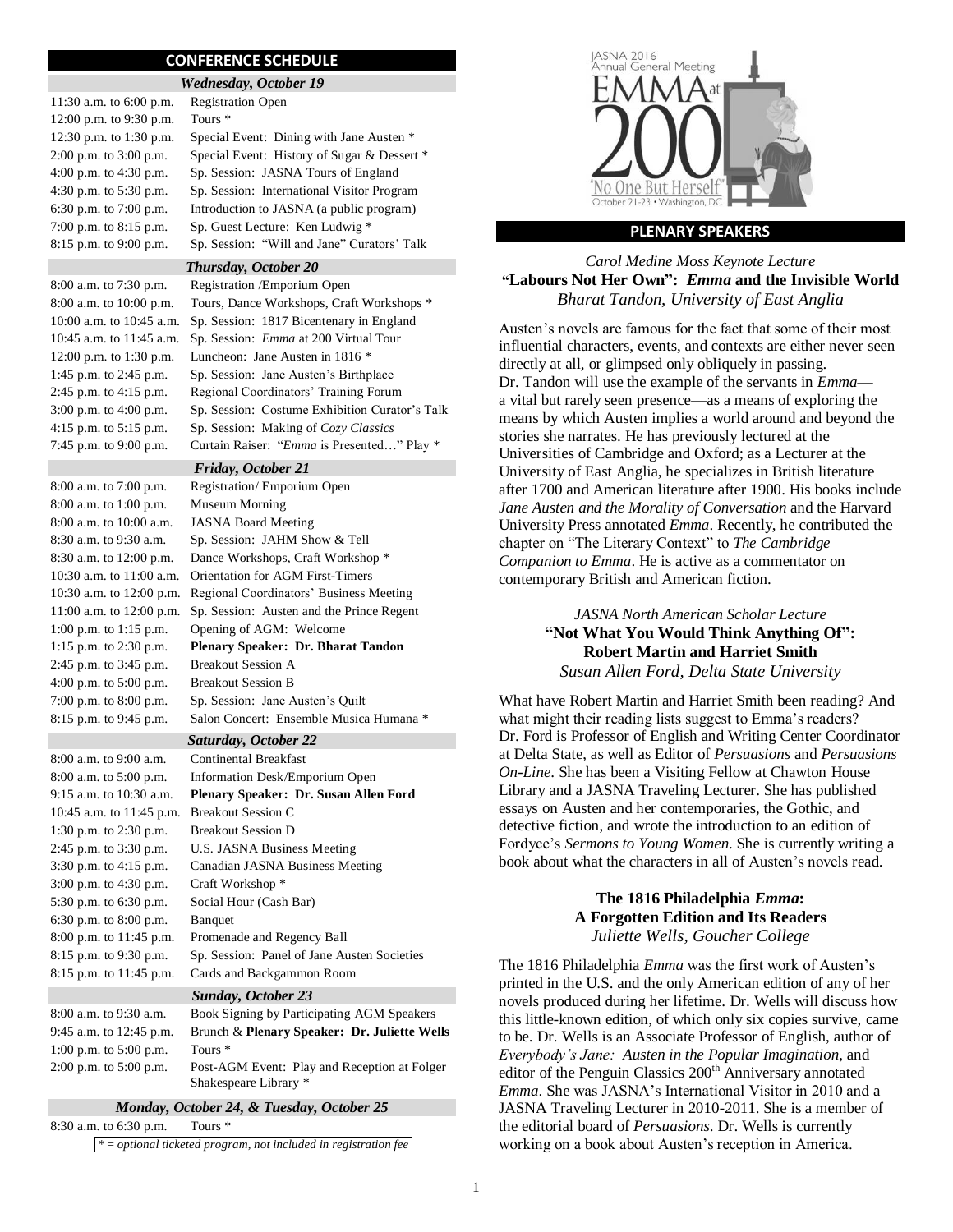## CONFERENCE SCHEDULE

### *Wednesday, October 19*

| | |
|---|---|
| 11:30 a.m. to 6:00 p.m. | Registration Open |
| 12:00 p.m. to 9:30 p.m. | Tours * |
| 12:30 p.m. to 1:30 p.m. | Special Event: Dining with Jane Austen * |
| 2:00 p.m. to 3:00 p.m. | Special Event: History of Sugar & Dessert * |
| 4:00 p.m. to 4:30 p.m. | Sp. Session: JASNA Tours of England |
| 4:30 p.m. to 5:30 p.m. | Sp. Session: International Visitor Program |
| 6:30 p.m. to 7:00 p.m. | Introduction to JASNA (a public program) |
| 7:00 p.m. to 8:15 p.m. | Sp. Guest Lecture: Ken Ludwig * |
| 8:15 p.m. to 9:00 p.m. | Sp. Session: "Will and Jane" Curators' Talk |

### *Thursday, October 20*

| | |
|---|---|
| 8:00 a.m. to 7:30 p.m. | Registration /Emporium Open |
| 8:00 a.m. to 10:00 p.m. | Tours, Dance Workshops, Craft Workshops * |
| 10:00 a.m. to 10:45 a.m. | Sp. Session: 1817 Bicentenary in England |
| 10:45 a.m. to 11:45 a.m. | Sp. Session: *Emma* at 200 Virtual Tour |
| 12:00 p.m. to 1:30 p.m. | Luncheon: Jane Austen in 1816 * |
| 1:45 p.m. to 2:45 p.m. | Sp. Session: Jane Austen's Birthplace |
| 2:45 p.m. to 4:15 p.m. | Regional Coordinators' Training Forum |
| 3:00 p.m. to 4:00 p.m. | Sp. Session: Costume Exhibition Curator's Talk |
| 4:15 p.m. to 5:15 p.m. | Sp. Session: Making of *Cozy Classics* |
| 7:45 p.m. to 9:00 p.m. | Curtain Raiser: "*Emma* is Presented…" Play * |

### *Friday, October 21*

| | |
|---|---|
| 8:00 a.m. to 7:00 p.m. | Registration/ Emporium Open |
| 8:00 a.m. to 1:00 p.m. | Museum Morning |
| 8:00 a.m. to 10:00 a.m. | JASNA Board Meeting |
| 8:30 a.m. to 9:30 a.m. | Sp. Session: JAHM Show & Tell |
| 8:30 a.m. to 12:00 p.m. | Dance Workshops, Craft Workshop * |
| 10:30 a.m. to 11:00 a.m. | Orientation for AGM First-Timers |
| 10:30 a.m. to 12:00 p.m. | Regional Coordinators' Business Meeting |
| 11:00 a.m. to 12:00 p.m. | Sp. Session: Austen and the Prince Regent |
| 1:00 p.m. to 1:15 p.m. | Opening of AGM: Welcome |
| 1:15 p.m. to 2:30 p.m. | **Plenary Speaker: Dr. Bharat Tandon** |
| 2:45 p.m. to 3:45 p.m. | Breakout Session A |
| 4:00 p.m. to 5:00 p.m. | Breakout Session B |
| 7:00 p.m. to 8:00 p.m. | Sp. Session: Jane Austen's Quilt |
| 8:15 p.m. to 9:45 p.m. | Salon Concert: Ensemble Musica Humana * |

### *Saturday, October 22*

| | |
|---|---|
| 8:00 a.m. to 9:00 a.m. | Continental Breakfast |
| 8:00 a.m. to 5:00 p.m. | Information Desk/Emporium Open |
| 9:15 a.m. to 10:30 a.m. | **Plenary Speaker: Dr. Susan Allen Ford** |
| 10:45 a.m. to 11:45 p.m. | Breakout Session C |
| 1:30 p.m. to 2:30 p.m. | Breakout Session D |
| 2:45 p.m. to 3:30 p.m. | U.S. JASNA Business Meeting |
| 3:30 p.m. to 4:15 p.m. | Canadian JASNA Business Meeting |
| 3:00 p.m. to 4:30 p.m. | Craft Workshop * |
| 5:30 p.m. to 6:30 p.m. | Social Hour (Cash Bar) |
| 6:30 p.m. to 8:00 p.m. | Banquet |
| 8:00 p.m. to 11:45 p.m. | Promenade and Regency Ball |
| 8:15 p.m. to 9:30 p.m. | Sp. Session: Panel of Jane Austen Societies |
| 8:15 p.m. to 11:45 p.m. | Cards and Backgammon Room |

### *Sunday, October 23*

| | |
|---|---|
| 8:00 a.m. to 9:30 a.m. | Book Signing by Participating AGM Speakers |
| 9:45 a.m. to 12:45 p.m. | Brunch & **Plenary Speaker: Dr. Juliette Wells** |
| 1:00 p.m. to 5:00 p.m. | Tours * |
| 2:00 p.m. to 5:00 p.m. | Post-AGM Event: Play and Reception at Folger Shakespeare Library * |

### *Monday, October 24, & Tuesday, October 25*

| | |
|---|---|
| 8:30 a.m. to 6:30 p.m. | Tours * |

*\* = optional ticketed program, not included in registration fee*

JASNA 2016 Annual General Meeting
EMMA at 200
"No One But Herself"
October 21-23 • Washington, DC

## PLENARY SPEAKERS

*Carol Medine Moss Keynote Lecture*
**"Labours Not Her Own": *Emma* and the Invisible World**
*Bharat Tandon, University of East Anglia*

Austen's novels are famous for the fact that some of their most influential characters, events, and contexts are either never seen directly at all, or glimpsed only obliquely in passing. Dr. Tandon will use the example of the servants in *Emma*—a vital but rarely seen presence—as a means of exploring the means by which Austen implies a world around and beyond the stories she narrates. He has previously lectured at the Universities of Cambridge and Oxford; as a Lecturer at the University of East Anglia, he specializes in British literature after 1700 and American literature after 1900. His books include *Jane Austen and the Morality of Conversation* and the Harvard University Press annotated *Emma*. Recently, he contributed the chapter on "The Literary Context" to *The Cambridge Companion to Emma*. He is active as a commentator on contemporary British and American fiction.

*JASNA North American Scholar Lecture*
**"Not What You Would Think Anything Of": Robert Martin and Harriet Smith**
*Susan Allen Ford, Delta State University*

What have Robert Martin and Harriet Smith been reading? And what might their reading lists suggest to Emma's readers? Dr. Ford is Professor of English and Writing Center Coordinator at Delta State, as well as Editor of *Persuasions* and *Persuasions On-Line*. She has been a Visiting Fellow at Chawton House Library and a JASNA Traveling Lecturer. She has published essays on Austen and her contemporaries, the Gothic, and detective fiction, and wrote the introduction to an edition of Fordyce's *Sermons to Young Women*. She is currently writing a book about what the characters in all of Austen's novels read.

**The 1816 Philadelphia *Emma*: A Forgotten Edition and Its Readers**
*Juliette Wells, Goucher College*

The 1816 Philadelphia *Emma* was the first work of Austen's printed in the U.S. and the only American edition of any of her novels produced during her lifetime. Dr. Wells will discuss how this little-known edition, of which only six copies survive, came to be. Dr. Wells is an Associate Professor of English, author of *Everybody's Jane: Austen in the Popular Imagination*, and editor of the Penguin Classics 200th Anniversary annotated *Emma*. She was JASNA's International Visitor in 2010 and a JASNA Traveling Lecturer in 2010-2011. She is a member of the editorial board of *Persuasions*. Dr. Wells is currently working on a book about Austen's reception in America.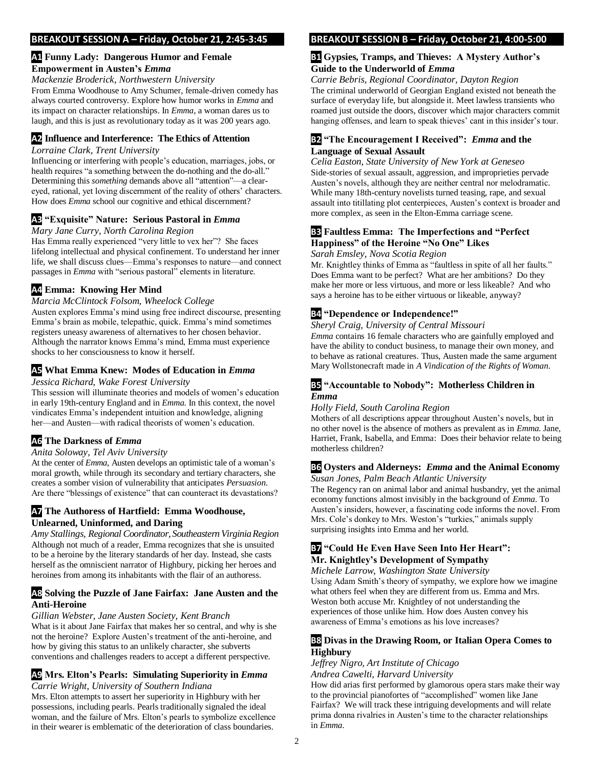## BREAKOUT SESSION A – Friday, October 21, 2:45-3:45

### A1 Funny Lady: Dangerous Humor and Female Empowerment in Austen's *Emma*

*Mackenzie Broderick, Northwestern University*

From Emma Woodhouse to Amy Schumer, female-driven comedy has always courted controversy. Explore how humor works in *Emma* and its impact on character relationships. In *Emma*, a woman dares us to laugh, and this is just as revolutionary today as it was 200 years ago.

### A2 Influence and Interference: The Ethics of Attention

*Lorraine Clark, Trent University*

Influencing or interfering with people's education, marriages, jobs, or health requires "a something between the do-nothing and the do-all." Determining this *something* demands above all "attention"—a clear-eyed, rational, yet loving discernment of the reality of others' characters. How does *Emma* school our cognitive and ethical discernment?

### A3 "Exquisite" Nature: Serious Pastoral in *Emma*

*Mary Jane Curry, North Carolina Region*

Has Emma really experienced "very little to vex her"? She faces lifelong intellectual and physical confinement. To understand her inner life, we shall discuss clues—Emma's responses to nature—and connect passages in *Emma* with "serious pastoral" elements in literature.

### A4 Emma: Knowing Her Mind

*Marcia McClintock Folsom, Wheelock College*

Austen explores Emma's mind using free indirect discourse, presenting Emma's brain as mobile, telepathic, quick. Emma's mind sometimes registers uneasy awareness of alternatives to her chosen behavior. Although the narrator knows Emma's mind, Emma must experience shocks to her consciousness to know it herself.

### A5 What Emma Knew: Modes of Education in *Emma*

*Jessica Richard, Wake Forest University*

This session will illuminate theories and models of women's education in early 19th-century England and in *Emma.* In this context, the novel vindicates Emma's independent intuition and knowledge, aligning her—and Austen—with radical theorists of women's education.

### A6 The Darkness of *Emma*

*Anita Soloway, Tel Aviv University*

At the center of *Emma*, Austen develops an optimistic tale of a woman's moral growth, while through its secondary and tertiary characters, she creates a somber vision of vulnerability that anticipates *Persuasion*. Are there "blessings of existence" that can counteract its devastations?

### A7 The Authoress of Hartfield: Emma Woodhouse, Unlearned, Uninformed, and Daring

*Amy Stallings, Regional Coordinator, Southeastern Virginia Region*

Although not much of a reader, Emma recognizes that she is unsuited to be a heroine by the literary standards of her day. Instead, she casts herself as the omniscient narrator of Highbury, picking her heroes and heroines from among its inhabitants with the flair of an authoress.

### A8 Solving the Puzzle of Jane Fairfax: Jane Austen and the Anti-Heroine

*Gillian Webster, Jane Austen Society, Kent Branch*

What is it about Jane Fairfax that makes her so central, and why is she not the heroine? Explore Austen's treatment of the anti-heroine, and how by giving this status to an unlikely character, she subverts conventions and challenges readers to accept a different perspective.

### A9 Mrs. Elton's Pearls: Simulating Superiority in *Emma*

*Carrie Wright, University of Southern Indiana*

Mrs. Elton attempts to assert her superiority in Highbury with her possessions, including pearls. Pearls traditionally signaled the ideal woman, and the failure of Mrs. Elton's pearls to symbolize excellence in their wearer is emblematic of the deterioration of class boundaries.

## BREAKOUT SESSION B – Friday, October 21, 4:00-5:00

### B1 Gypsies, Tramps, and Thieves: A Mystery Author's Guide to the Underworld of *Emma*

*Carrie Bebris, Regional Coordinator, Dayton Region*

The criminal underworld of Georgian England existed not beneath the surface of everyday life, but alongside it. Meet lawless transients who roamed just outside the doors, discover which major characters commit hanging offenses, and learn to speak thieves' cant in this insider's tour.

### B2 "The Encouragement I Received": *Emma* and the Language of Sexual Assault

*Celia Easton, State University of New York at Geneseo*

Side-stories of sexual assault, aggression, and improprieties pervade Austen's novels, although they are neither central nor melodramatic. While many 18th-century novelists turned teasing, rape, and sexual assault into titillating plot centerpieces, Austen's context is broader and more complex, as seen in the Elton-Emma carriage scene.

### B3 Faultless Emma: The Imperfections and "Perfect Happiness" of the Heroine "No One" Likes

*Sarah Emsley, Nova Scotia Region*

Mr. Knightley thinks of Emma as "faultless in spite of all her faults." Does Emma want to be perfect? What are her ambitions? Do they make her more or less virtuous, and more or less likeable? And who says a heroine has to be either virtuous or likeable, anyway?

### B4 "Dependence or Independence!"

*Sheryl Craig, University of Central Missouri*

*Emma* contains 16 female characters who are gainfully employed and have the ability to conduct business, to manage their own money, and to behave as rational creatures. Thus, Austen made the same argument Mary Wollstonecraft made in *A Vindication of the Rights of Woman*.

### B5 "Accountable to Nobody": Motherless Children in *Emma*

*Holly Field, South Carolina Region*

Mothers of all descriptions appear throughout Austen's novels, but in no other novel is the absence of mothers as prevalent as in *Emma.* Jane, Harriet, Frank, Isabella, and Emma: Does their behavior relate to being motherless children?

### B6 Oysters and Alderneys: *Emma* and the Animal Economy

*Susan Jones, Palm Beach Atlantic University*

The Regency ran on animal labor and animal husbandry, yet the animal economy functions almost invisibly in the background of *Emma*. To Austen's insiders, however, a fascinating code informs the novel. From Mrs. Cole's donkey to Mrs. Weston's "turkies," animals supply surprising insights into Emma and her world.

### B7 "Could He Even Have Seen Into Her Heart": Mr. Knightley's Development of Sympathy

*Michele Larrow, Washington State University*

Using Adam Smith's theory of sympathy, we explore how we imagine what others feel when they are different from us. Emma and Mrs. Weston both accuse Mr. Knightley of not understanding the experiences of those unlike him. How does Austen convey his awareness of Emma's emotions as his love increases?

### B8 Divas in the Drawing Room, or Italian Opera Comes to Highbury

*Jeffrey Nigro, Art Institute of Chicago*
*Andrea Cawelti, Harvard University*

How did arias first performed by glamorous opera stars make their way to the provincial pianofortes of "accomplished" women like Jane Fairfax? We will track these intriguing developments and will relate prima donna rivalries in Austen's time to the character relationships in *Emma*.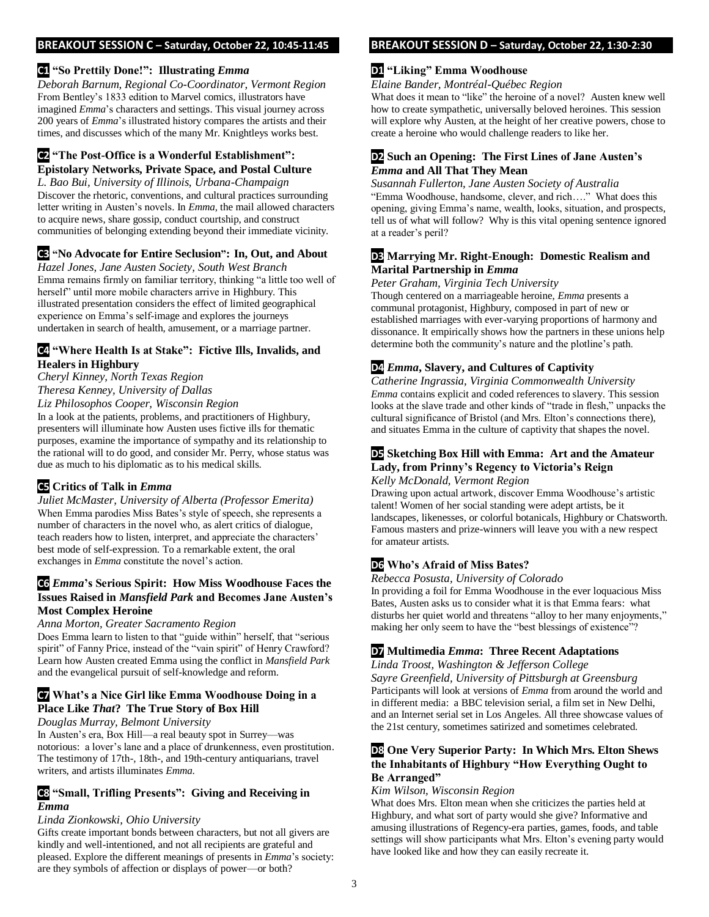## BREAKOUT SESSION C – Saturday, October 22, 10:45-11:45

### C1 "So Prettily Done!": Illustrating *Emma*

*Deborah Barnum, Regional Co-Coordinator, Vermont Region*

From Bentley's 1833 edition to Marvel comics, illustrators have imagined *Emma*'s characters and settings. This visual journey across 200 years of *Emma*'s illustrated history compares the artists and their times, and discusses which of the many Mr. Knightleys works best.

### C2 "The Post-Office is a Wonderful Establishment": Epistolary Networks, Private Space, and Postal Culture

*L. Bao Bui, University of Illinois, Urbana-Champaign*

Discover the rhetoric, conventions, and cultural practices surrounding letter writing in Austen's novels. In *Emma*, the mail allowed characters to acquire news, share gossip, conduct courtship, and construct communities of belonging extending beyond their immediate vicinity.

### C3 "No Advocate for Entire Seclusion": In, Out, and About

*Hazel Jones, Jane Austen Society, South West Branch*

Emma remains firmly on familiar territory, thinking "a little too well of herself" until more mobile characters arrive in Highbury. This illustrated presentation considers the effect of limited geographical experience on Emma's self-image and explores the journeys undertaken in search of health, amusement, or a marriage partner.

### C4 "Where Health Is at Stake": Fictive Ills, Invalids, and Healers in Highbury

*Cheryl Kinney, North Texas Region*
*Theresa Kenney, University of Dallas*
*Liz Philosophos Cooper, Wisconsin Region*

In a look at the patients, problems, and practitioners of Highbury, presenters will illuminate how Austen uses fictive ills for thematic purposes, examine the importance of sympathy and its relationship to the rational will to do good, and consider Mr. Perry, whose status was due as much to his diplomatic as to his medical skills.

### C5 Critics of Talk in *Emma*

*Juliet McMaster, University of Alberta (Professor Emerita)*

When Emma parodies Miss Bates's style of speech, she represents a number of characters in the novel who, as alert critics of dialogue, teach readers how to listen, interpret, and appreciate the characters' best mode of self-expression. To a remarkable extent, the oral exchanges in *Emma* constitute the novel's action.

### C6 *Emma*'s Serious Spirit: How Miss Woodhouse Faces the Issues Raised in *Mansfield Park* and Becomes Jane Austen's Most Complex Heroine

*Anna Morton, Greater Sacramento Region*

Does Emma learn to listen to that "guide within" herself, that "serious spirit" of Fanny Price, instead of the "vain spirit" of Henry Crawford? Learn how Austen created Emma using the conflict in *Mansfield Park* and the evangelical pursuit of self-knowledge and reform.

### C7 What's a Nice Girl like Emma Woodhouse Doing in a Place Like *That*? The True Story of Box Hill

*Douglas Murray, Belmont University*

In Austen's era, Box Hill—a real beauty spot in Surrey—was notorious: a lover's lane and a place of drunkenness, even prostitution. The testimony of 17th-, 18th-, and 19th-century antiquarians, travel writers, and artists illuminates *Emma.*

### C8 "Small, Trifling Presents": Giving and Receiving in *Emma*

*Linda Zionkowski, Ohio University*

Gifts create important bonds between characters, but not all givers are kindly and well-intentioned, and not all recipients are grateful and pleased. Explore the different meanings of presents in *Emma*'s society: are they symbols of affection or displays of power—or both?

## BREAKOUT SESSION D – Saturday, October 22, 1:30-2:30

### D1 "Liking" Emma Woodhouse

*Elaine Bander, Montréal-Québec Region*

What does it mean to "like" the heroine of a novel? Austen knew well how to create sympathetic, universally beloved heroines. This session will explore why Austen, at the height of her creative powers, chose to create a heroine who would challenge readers to like her.

### D2 Such an Opening: The First Lines of Jane Austen's *Emma* and All That They Mean

*Susannah Fullerton, Jane Austen Society of Australia*

"Emma Woodhouse, handsome, clever, and rich…." What does this opening, giving Emma's name, wealth, looks, situation, and prospects, tell us of what will follow? Why is this vital opening sentence ignored at a reader's peril?

### D3 Marrying Mr. Right-Enough: Domestic Realism and Marital Partnership in *Emma*

*Peter Graham, Virginia Tech University*

Though centered on a marriageable heroine, *Emma* presents a communal protagonist, Highbury, composed in part of new or established marriages with ever-varying proportions of harmony and dissonance. It empirically shows how the partners in these unions help determine both the community's nature and the plotline's path.

### D4 *Emma*, Slavery, and Cultures of Captivity

*Catherine Ingrassia, Virginia Commonwealth University*

*Emma* contains explicit and coded references to slavery. This session looks at the slave trade and other kinds of "trade in flesh," unpacks the cultural significance of Bristol (and Mrs. Elton's connections there), and situates Emma in the culture of captivity that shapes the novel.

### D5 Sketching Box Hill with Emma: Art and the Amateur Lady, from Prinny's Regency to Victoria's Reign

*Kelly McDonald, Vermont Region*

Drawing upon actual artwork, discover Emma Woodhouse's artistic talent! Women of her social standing were adept artists, be it landscapes, likenesses, or colorful botanicals, Highbury or Chatsworth. Famous masters and prize-winners will leave you with a new respect for amateur artists.

### D6 Who's Afraid of Miss Bates?

*Rebecca Posusta, University of Colorado*

In providing a foil for Emma Woodhouse in the ever loquacious Miss Bates, Austen asks us to consider what it is that Emma fears: what disturbs her quiet world and threatens "alloy to her many enjoyments," making her only seem to have the "best blessings of existence"?

### D7 Multimedia *Emma*: Three Recent Adaptations

*Linda Troost, Washington & Jefferson College*
*Sayre Greenfield, University of Pittsburgh at Greensburg*

Participants will look at versions of *Emma* from around the world and in different media: a BBC television serial, a film set in New Delhi, and an Internet serial set in Los Angeles. All three showcase values of the 21st century, sometimes satirized and sometimes celebrated.

### D8 One Very Superior Party: In Which Mrs. Elton Shews the Inhabitants of Highbury "How Everything Ought to Be Arranged"

*Kim Wilson, Wisconsin Region*

What does Mrs. Elton mean when she criticizes the parties held at Highbury, and what sort of party would she give? Informative and amusing illustrations of Regency-era parties, games, foods, and table settings will show participants what Mrs. Elton's evening party would have looked like and how they can easily recreate it.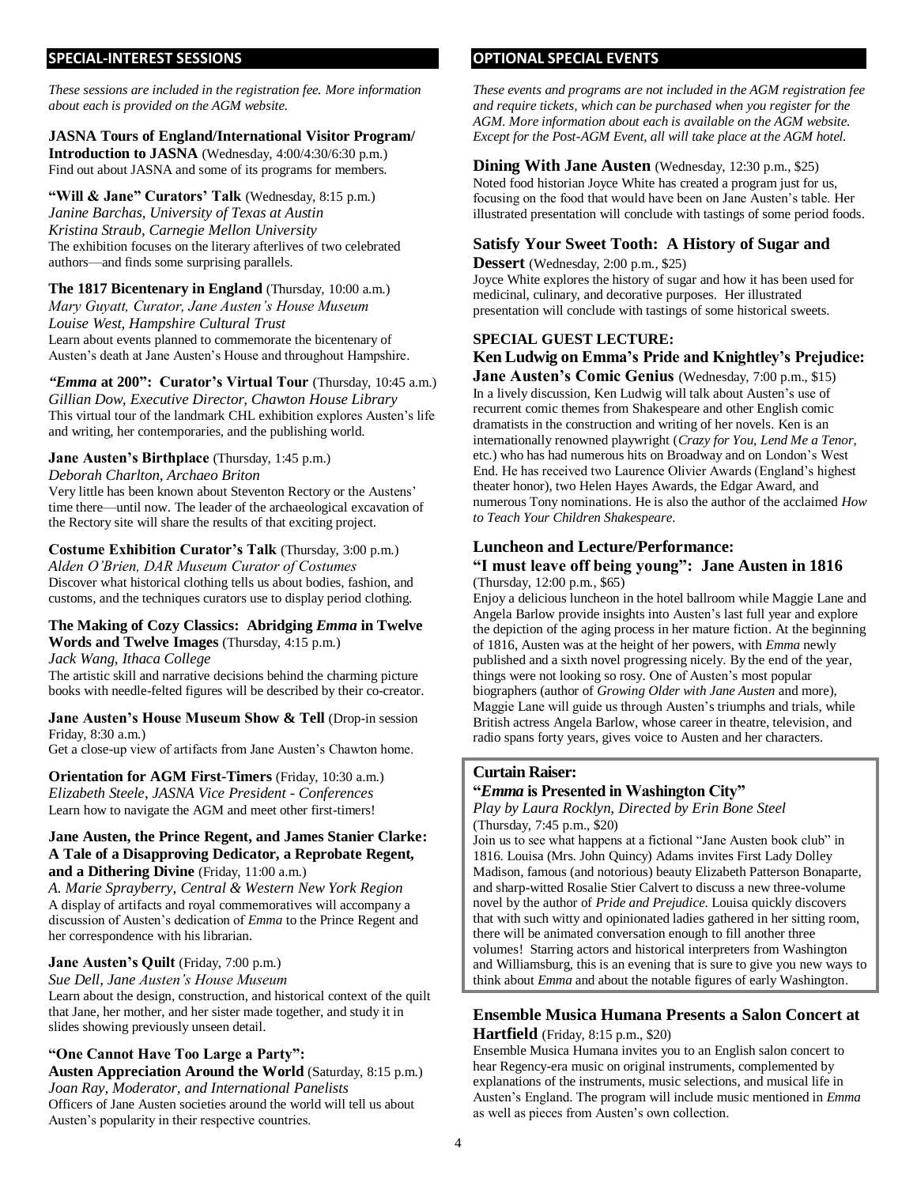## SPECIAL-INTEREST SESSIONS

*These sessions are included in the registration fee. More information about each is provided on the AGM website.*

**JASNA Tours of England/International Visitor Program/ Introduction to JASNA** (Wednesday, 4:00/4:30/6:30 p.m.)
Find out about JASNA and some of its programs for members.

**"Will & Jane" Curators' Talk** (Wednesday, 8:15 p.m.)
*Janine Barchas, University of Texas at Austin*
*Kristina Straub, Carnegie Mellon University*
The exhibition focuses on the literary afterlives of two celebrated authors—and finds some surprising parallels.

**The 1817 Bicentenary in England** (Thursday, 10:00 a.m.)
*Mary Guyatt, Curator, Jane Austen's House Museum*
*Louise West, Hampshire Cultural Trust*
Learn about events planned to commemorate the bicentenary of Austen's death at Jane Austen's House and throughout Hampshire.

***"Emma* at 200": Curator's Virtual Tour** (Thursday, 10:45 a.m.)
*Gillian Dow, Executive Director, Chawton House Library*
This virtual tour of the landmark CHL exhibition explores Austen's life and writing, her contemporaries, and the publishing world.

**Jane Austen's Birthplace** (Thursday, 1:45 p.m.)
*Deborah Charlton, Archaeo Briton*
Very little has been known about Steventon Rectory or the Austens' time there—until now. The leader of the archaeological excavation of the Rectory site will share the results of that exciting project.

**Costume Exhibition Curator's Talk** (Thursday, 3:00 p.m.)
*Alden O'Brien, DAR Museum Curator of Costumes*
Discover what historical clothing tells us about bodies, fashion, and customs, and the techniques curators use to display period clothing.

**The Making of Cozy Classics: Abridging *Emma* in Twelve Words and Twelve Images** (Thursday, 4:15 p.m.)
*Jack Wang, Ithaca College*
The artistic skill and narrative decisions behind the charming picture books with needle-felted figures will be described by their co-creator.

**Jane Austen's House Museum Show & Tell** (Drop-in session Friday, 8:30 a.m.)
Get a close-up view of artifacts from Jane Austen's Chawton home.

**Orientation for AGM First-Timers** (Friday, 10:30 a.m.)
*Elizabeth Steele, JASNA Vice President - Conferences*
Learn how to navigate the AGM and meet other first-timers!

**Jane Austen, the Prince Regent, and James Stanier Clarke: A Tale of a Disapproving Dedicator, a Reprobate Regent, and a Dithering Divine** (Friday, 11:00 a.m.)
*A. Marie Sprayberry, Central & Western New York Region*
A display of artifacts and royal commemoratives will accompany a discussion of Austen's dedication of *Emma* to the Prince Regent and her correspondence with his librarian.

**Jane Austen's Quilt** (Friday, 7:00 p.m.)
*Sue Dell, Jane Austen's House Museum*
Learn about the design, construction, and historical context of the quilt that Jane, her mother, and her sister made together, and study it in slides showing previously unseen detail.

**"One Cannot Have Too Large a Party": Austen Appreciation Around the World** (Saturday, 8:15 p.m.)
*Joan Ray, Moderator, and International Panelists*
Officers of Jane Austen societies around the world will tell us about Austen's popularity in their respective countries.

## OPTIONAL SPECIAL EVENTS

*These events and programs are not included in the AGM registration fee and require tickets, which can be purchased when you register for the AGM. More information about each is available on the AGM website. Except for the Post-AGM Event, all will take place at the AGM hotel.*

**Dining With Jane Austen** (Wednesday, 12:30 p.m., $25)
Noted food historian Joyce White has created a program just for us, focusing on the food that would have been on Jane Austen's table. Her illustrated presentation will conclude with tastings of some period foods.

**Satisfy Your Sweet Tooth: A History of Sugar and Dessert** (Wednesday, 2:00 p.m., $25)
Joyce White explores the history of sugar and how it has been used for medicinal, culinary, and decorative purposes. Her illustrated presentation will conclude with tastings of some historical sweets.

**SPECIAL GUEST LECTURE:**
**Ken Ludwig on Emma's Pride and Knightley's Prejudice: Jane Austen's Comic Genius** (Wednesday, 7:00 p.m., $15)
In a lively discussion, Ken Ludwig will talk about Austen's use of recurrent comic themes from Shakespeare and other English comic dramatists in the construction and writing of her novels. Ken is an internationally renowned playwright (*Crazy for You*, *Lend Me a Tenor*, etc.) who has had numerous hits on Broadway and on London's West End. He has received two Laurence Olivier Awards (England's highest theater honor), two Helen Hayes Awards, the Edgar Award, and numerous Tony nominations. He is also the author of the acclaimed *How to Teach Your Children Shakespeare*.

**Luncheon and Lecture/Performance:**
**"I must leave off being young": Jane Austen in 1816** (Thursday, 12:00 p.m., $65)
Enjoy a delicious luncheon in the hotel ballroom while Maggie Lane and Angela Barlow provide insights into Austen's last full year and explore the depiction of the aging process in her mature fiction. At the beginning of 1816, Austen was at the height of her powers, with *Emma* newly published and a sixth novel progressing nicely. By the end of the year, things were not looking so rosy. One of Austen's most popular biographers (author of *Growing Older with Jane Austen* and more), Maggie Lane will guide us through Austen's triumphs and trials, while British actress Angela Barlow, whose career in theatre, television, and radio spans forty years, gives voice to Austen and her characters.

**Curtain Raiser:**
**"*Emma* is Presented in Washington City"**
*Play by Laura Rocklyn, Directed by Erin Bone Steel*
(Thursday, 7:45 p.m., $20)
Join us to see what happens at a fictional "Jane Austen book club" in 1816. Louisa (Mrs. John Quincy) Adams invites First Lady Dolley Madison, famous (and notorious) beauty Elizabeth Patterson Bonaparte, and sharp-witted Rosalie Stier Calvert to discuss a new three-volume novel by the author of *Pride and Prejudice*. Louisa quickly discovers that with such witty and opinionated ladies gathered in her sitting room, there will be animated conversation enough to fill another three volumes! Starring actors and historical interpreters from Washington and Williamsburg, this is an evening that is sure to give you new ways to think about *Emma* and about the notable figures of early Washington.

**Ensemble Musica Humana Presents a Salon Concert at Hartfield** (Friday, 8:15 p.m., $20)
Ensemble Musica Humana invites you to an English salon concert to hear Regency-era music on original instruments, complemented by explanations of the instruments, music selections, and musical life in Austen's England. The program will include music mentioned in *Emma* as well as pieces from Austen's own collection.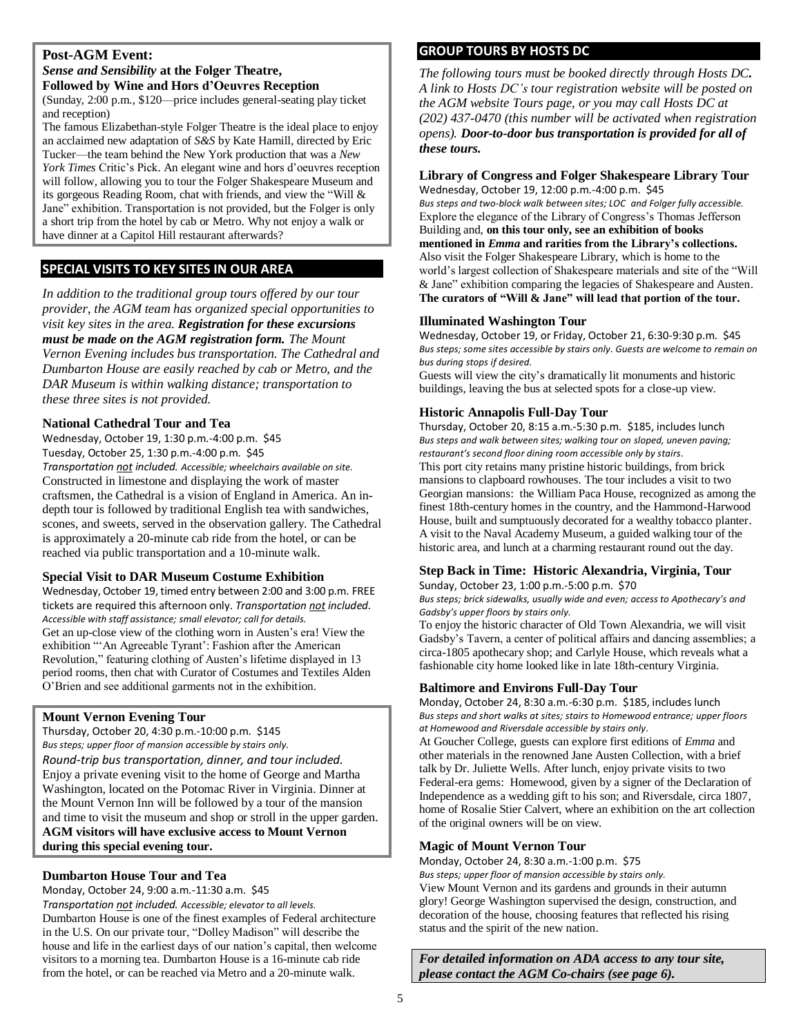## Post-AGM Event:

### *Sense and Sensibility* at the Folger Theatre, Followed by Wine and Hors d'Oeuvres Reception

(Sunday, 2:00 p.m., $120—price includes general-seating play ticket and reception)

The famous Elizabethan-style Folger Theatre is the ideal place to enjoy an acclaimed new adaptation of *S&S* by Kate Hamill, directed by Eric Tucker—the team behind the New York production that was a *New York Times* Critic's Pick. An elegant wine and hors d'oeuvres reception will follow, allowing you to tour the Folger Shakespeare Museum and its gorgeous Reading Room, chat with friends, and view the "Will & Jane" exhibition. Transportation is not provided, but the Folger is only a short trip from the hotel by cab or Metro. Why not enjoy a walk or have dinner at a Capitol Hill restaurant afterwards?

## SPECIAL VISITS TO KEY SITES IN OUR AREA

*In addition to the traditional group tours offered by our tour provider, the AGM team has organized special opportunities to visit key sites in the area.* ***Registration for these excursions must be made on the AGM registration form.*** *The Mount Vernon Evening includes bus transportation. The Cathedral and Dumbarton House are easily reached by cab or Metro, and the DAR Museum is within walking distance; transportation to these three sites is not provided.*

### National Cathedral Tour and Tea

Wednesday, October 19, 1:30 p.m.-4:00 p.m. $45
Tuesday, October 25, 1:30 p.m.-4:00 p.m. $45
*Transportation not included. Accessible; wheelchairs available on site.*

Constructed in limestone and displaying the work of master craftsmen, the Cathedral is a vision of England in America. An in-depth tour is followed by traditional English tea with sandwiches, scones, and sweets, served in the observation gallery. The Cathedral is approximately a 20-minute cab ride from the hotel, or can be reached via public transportation and a 10-minute walk.

### Special Visit to DAR Museum Costume Exhibition

Wednesday, October 19, timed entry between 2:00 and 3:00 p.m. FREE tickets are required this afternoon only. *Transportation not included. Accessible with staff assistance; small elevator; call for details.*

Get an up-close view of the clothing worn in Austen's era! View the exhibition "'An Agreeable Tyrant': Fashion after the American Revolution," featuring clothing of Austen's lifetime displayed in 13 period rooms, then chat with Curator of Costumes and Textiles Alden O'Brien and see additional garments not in the exhibition.

### Mount Vernon Evening Tour

Thursday, October 20, 4:30 p.m.-10:00 p.m. $145
*Bus steps; upper floor of mansion accessible by stairs only.*
*Round-trip bus transportation, dinner, and tour included.*

Enjoy a private evening visit to the home of George and Martha Washington, located on the Potomac River in Virginia. Dinner at the Mount Vernon Inn will be followed by a tour of the mansion and time to visit the museum and shop or stroll in the upper garden. **AGM visitors will have exclusive access to Mount Vernon during this special evening tour.**

### Dumbarton House Tour and Tea

Monday, October 24, 9:00 a.m.-11:30 a.m. $45
*Transportation not included. Accessible; elevator to all levels.*

Dumbarton House is one of the finest examples of Federal architecture in the U.S. On our private tour, "Dolley Madison" will describe the house and life in the earliest days of our nation's capital, then welcome visitors to a morning tea. Dumbarton House is a 16-minute cab ride from the hotel, or can be reached via Metro and a 20-minute walk.

## GROUP TOURS BY HOSTS DC

*The following tours must be booked directly through Hosts DC. A link to Hosts DC's tour registration website will be posted on the AGM website Tours page, or you may call Hosts DC at (202) 437-0470 (this number will be activated when registration opens).* ***Door-to-door bus transportation is provided for all of these tours.***

### Library of Congress and Folger Shakespeare Library Tour

Wednesday, October 19, 12:00 p.m.-4:00 p.m. $45
*Bus steps and two-block walk between sites; LOC and Folger fully accessible.*

Explore the elegance of the Library of Congress's Thomas Jefferson Building and, **on this tour only, see an exhibition of books mentioned in *Emma* and rarities from the Library's collections.** Also visit the Folger Shakespeare Library, which is home to the world's largest collection of Shakespeare materials and site of the "Will & Jane" exhibition comparing the legacies of Shakespeare and Austen. **The curators of "Will & Jane" will lead that portion of the tour.**

### Illuminated Washington Tour

Wednesday, October 19, or Friday, October 21, 6:30-9:30 p.m. $45
*Bus steps; some sites accessible by stairs only. Guests are welcome to remain on bus during stops if desired.*

Guests will view the city's dramatically lit monuments and historic buildings, leaving the bus at selected spots for a close-up view.

### Historic Annapolis Full-Day Tour

Thursday, October 20, 8:15 a.m.-5:30 p.m. $185, includes lunch
*Bus steps and walk between sites; walking tour on sloped, uneven paving; restaurant's second floor dining room accessible only by stairs.*

This port city retains many pristine historic buildings, from brick mansions to clapboard rowhouses. The tour includes a visit to two Georgian mansions: the William Paca House, recognized as among the finest 18th-century homes in the country, and the Hammond-Harwood House, built and sumptuously decorated for a wealthy tobacco planter. A visit to the Naval Academy Museum, a guided walking tour of the historic area, and lunch at a charming restaurant round out the day.

### Step Back in Time: Historic Alexandria, Virginia, Tour

Sunday, October 23, 1:00 p.m.-5:00 p.m. $70
*Bus steps; brick sidewalks, usually wide and even; access to Apothecary's and Gadsby's upper floors by stairs only.*

To enjoy the historic character of Old Town Alexandria, we will visit Gadsby's Tavern, a center of political affairs and dancing assemblies; a circa-1805 apothecary shop; and Carlyle House, which reveals what a fashionable city home looked like in late 18th-century Virginia.

### Baltimore and Environs Full-Day Tour

Monday, October 24, 8:30 a.m.-6:30 p.m. $185, includes lunch
*Bus steps and short walks at sites; stairs to Homewood entrance; upper floors at Homewood and Riversdale accessible by stairs only.*

At Goucher College, guests can explore first editions of *Emma* and other materials in the renowned Jane Austen Collection, with a brief talk by Dr. Juliette Wells. After lunch, enjoy private visits to two Federal-era gems: Homewood, given by a signer of the Declaration of Independence as a wedding gift to his son; and Riversdale, circa 1807, home of Rosalie Stier Calvert, where an exhibition on the art collection of the original owners will be on view.

### Magic of Mount Vernon Tour

Monday, October 24, 8:30 a.m.-1:00 p.m. $75
*Bus steps; upper floor of mansion accessible by stairs only.*

View Mount Vernon and its gardens and grounds in their autumn glory! George Washington supervised the design, construction, and decoration of the house, choosing features that reflected his rising status and the spirit of the new nation.

***For detailed information on ADA access to any tour site, please contact the AGM Co-chairs (see page 6).***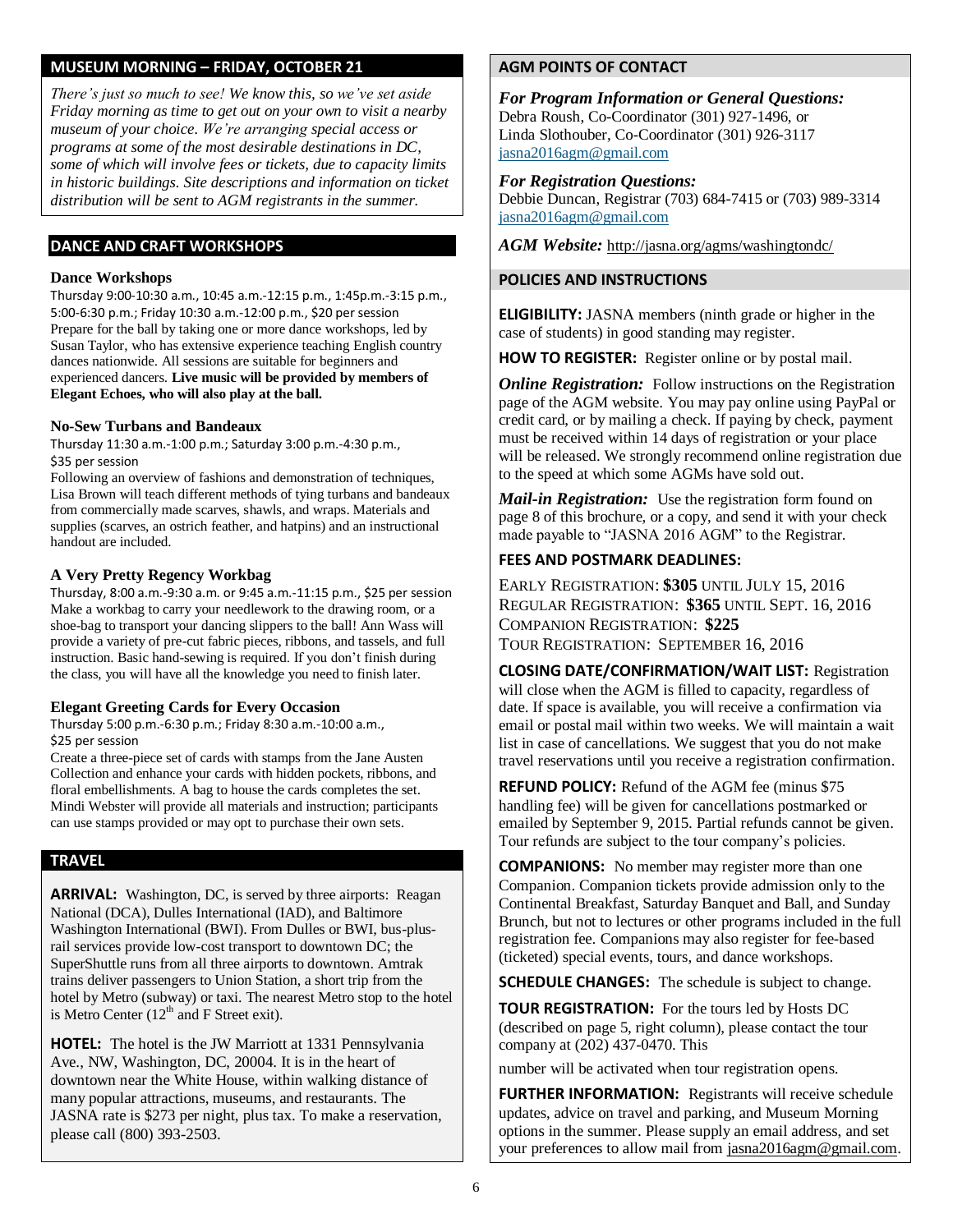## MUSEUM MORNING – FRIDAY, OCTOBER 21

*There's just so much to see! We know this, so we've set aside Friday morning as time to get out on your own to visit a nearby museum of your choice. We're arranging special access or programs at some of the most desirable destinations in DC, some of which will involve fees or tickets, due to capacity limits in historic buildings. Site descriptions and information on ticket distribution will be sent to AGM registrants in the summer.*

## DANCE AND CRAFT WORKSHOPS

### Dance Workshops

Thursday 9:00-10:30 a.m., 10:45 a.m.-12:15 p.m., 1:45p.m.-3:15 p.m., 5:00-6:30 p.m.; Friday 10:30 a.m.-12:00 p.m., $20 per session

Prepare for the ball by taking one or more dance workshops, led by Susan Taylor, who has extensive experience teaching English country dances nationwide. All sessions are suitable for beginners and experienced dancers. **Live music will be provided by members of Elegant Echoes, who will also play at the ball.**

### No-Sew Turbans and Bandeaux

Thursday 11:30 a.m.-1:00 p.m.; Saturday 3:00 p.m.-4:30 p.m., $35 per session

Following an overview of fashions and demonstration of techniques, Lisa Brown will teach different methods of tying turbans and bandeaux from commercially made scarves, shawls, and wraps. Materials and supplies (scarves, an ostrich feather, and hatpins) and an instructional handout are included.

### A Very Pretty Regency Workbag

Thursday, 8:00 a.m.-9:30 a.m. or 9:45 a.m.-11:15 p.m., $25 per session

Make a workbag to carry your needlework to the drawing room, or a shoe-bag to transport your dancing slippers to the ball! Ann Wass will provide a variety of pre-cut fabric pieces, ribbons, and tassels, and full instruction. Basic hand-sewing is required. If you don't finish during the class, you will have all the knowledge you need to finish later.

### Elegant Greeting Cards for Every Occasion

Thursday 5:00 p.m.-6:30 p.m.; Friday 8:30 a.m.-10:00 a.m., $25 per session

Create a three-piece set of cards with stamps from the Jane Austen Collection and enhance your cards with hidden pockets, ribbons, and floral embellishments. A bag to house the cards completes the set. Mindi Webster will provide all materials and instruction; participants can use stamps provided or may opt to purchase their own sets.

## TRAVEL

**ARRIVAL:** Washington, DC, is served by three airports: Reagan National (DCA), Dulles International (IAD), and Baltimore Washington International (BWI). From Dulles or BWI, bus-plus-rail services provide low-cost transport to downtown DC; the SuperShuttle runs from all three airports to downtown. Amtrak trains deliver passengers to Union Station, a short trip from the hotel by Metro (subway) or taxi. The nearest Metro stop to the hotel is Metro Center ($12^{th}$ and F Street exit).

**HOTEL:** The hotel is the JW Marriott at 1331 Pennsylvania Ave., NW, Washington, DC, 20004. It is in the heart of downtown near the White House, within walking distance of many popular attractions, museums, and restaurants. The JASNA rate is $273 per night, plus tax. To make a reservation, please call (800) 393-2503.

## AGM POINTS OF CONTACT

***For Program Information or General Questions:***
Debra Roush, Co-Coordinator (301) 927-1496, or
Linda Slothouber, Co-Coordinator (301) 926-3117
jasna2016agm@gmail.com

***For Registration Questions:***
Debbie Duncan, Registrar (703) 684-7415 or (703) 989-3314
jasna2016agm@gmail.com

***AGM Website:*** http://jasna.org/agms/washingtondc/

## POLICIES AND INSTRUCTIONS

**ELIGIBILITY:** JASNA members (ninth grade or higher in the case of students) in good standing may register.

**HOW TO REGISTER:** Register online or by postal mail.

***Online Registration:*** Follow instructions on the Registration page of the AGM website. You may pay online using PayPal or credit card, or by mailing a check. If paying by check, payment must be received within 14 days of registration or your place will be released. We strongly recommend online registration due to the speed at which some AGMs have sold out.

***Mail-in Registration:*** Use the registration form found on page 8 of this brochure, or a copy, and send it with your check made payable to "JASNA 2016 AGM" to the Registrar.

**FEES AND POSTMARK DEADLINES:**

EARLY REGISTRATION: **$305** UNTIL JULY 15, 2016
REGULAR REGISTRATION: **$365** UNTIL SEPT. 16, 2016
COMPANION REGISTRATION: **$225**
TOUR REGISTRATION: SEPTEMBER 16, 2016

**CLOSING DATE/CONFIRMATION/WAIT LIST:** Registration will close when the AGM is filled to capacity, regardless of date. If space is available, you will receive a confirmation via email or postal mail within two weeks. We will maintain a wait list in case of cancellations. We suggest that you do not make travel reservations until you receive a registration confirmation.

**REFUND POLICY:** Refund of the AGM fee (minus $75 handling fee) will be given for cancellations postmarked or emailed by September 9, 2015. Partial refunds cannot be given. Tour refunds are subject to the tour company's policies.

**COMPANIONS:** No member may register more than one Companion. Companion tickets provide admission only to the Continental Breakfast, Saturday Banquet and Ball, and Sunday Brunch, but not to lectures or other programs included in the full registration fee. Companions may also register for fee-based (ticketed) special events, tours, and dance workshops.

**SCHEDULE CHANGES:** The schedule is subject to change.

**TOUR REGISTRATION:** For the tours led by Hosts DC (described on page 5, right column), please contact the tour company at (202) 437-0470. This

number will be activated when tour registration opens.

**FURTHER INFORMATION:** Registrants will receive schedule updates, advice on travel and parking, and Museum Morning options in the summer. Please supply an email address, and set your preferences to allow mail from jasna2016agm@gmail.com.